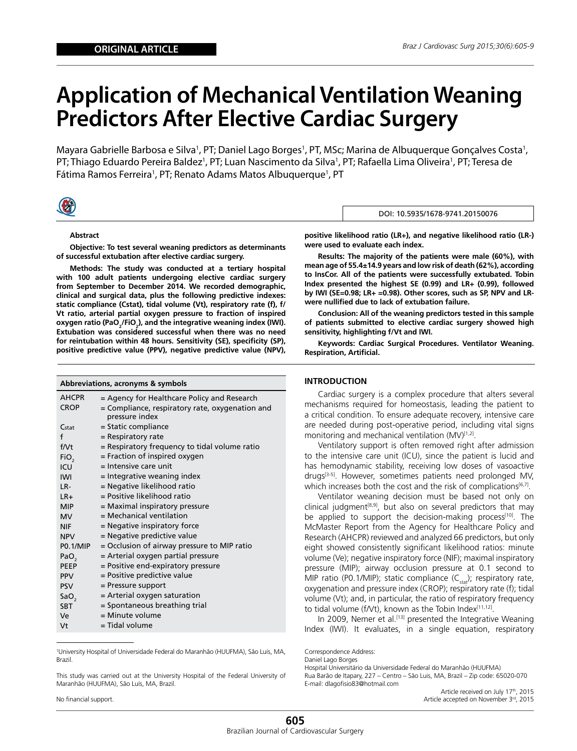ORIGINAL ARTICLE

# Application of Mechanical Ventilation Weaning Predictors After Elective Cardiac Surgery

Mayara Gabrielle Barbosa e Silva[1], PT; Daniel Lago Borges[1], PT, MSc; Marina de Albuquerque Gonçalves Costa[1], PT; Thiago Eduardo Pereira Baldez[1], PT; Luan Nascimento da Silva[1], PT; Rafaella Lima Oliveira[1], PT; Teresa de Fátima Ramos Ferreira[1], PT; Renato Adams Matos Albuquerque[1], PT

DOI: 10.5935/1678-9741.20150076

### Abstract

**Objective: To test several weaning predictors as determinants of successful extubation after elective cardiac surgery.**

**Methods: The study was conducted at a tertiary hospital with 100 adult patients undergoing elective cardiac surgery from September to December 2014. We recorded demographic, clinical and surgical data, plus the following predictive indexes: static compliance (Cstat), tidal volume (Vt), respiratory rate (f), f/Vt ratio, arterial partial oxygen pressure to fraction of inspired oxygen ratio ($PaO_2/FiO_2$), and the integrative weaning index (IWI). Extubation was considered successful when there was no need for reintubation within 48 hours. Sensitivity (SE), specificity (SP), positive predictive value (PPV), negative predictive value (NPV), positive likelihood ratio (LR+), and negative likelihood ratio (LR-) were used to evaluate each index.**

**Results: The majority of the patients were male (60%), with mean age of 55.4±14.9 years and low risk of death (62%), according to InsCor. All of the patients were successfully extubated. Tobin Index presented the highest SE (0.99) and LR+ (0.99), followed by IWI (SE=0.98; LR+ =0.98). Other scores, such as SP, NPV and LR- were nullified due to lack of extubation failure.**

**Conclusion: All of the weaning predictors tested in this sample of patients submitted to elective cardiac surgery showed high sensitivity, highlighting f/Vt and IWI.**

**Keywords: Cardiac Surgical Procedures. Ventilator Weaning. Respiration, Artificial.**

| Abbreviations, acronyms & symbols | |
|---|---|
| AHCPR | = Agency for Healthcare Policy and Research |
| CROP | = Compliance, respiratory rate, oxygenation and pressure index |
| Cstat | = Static compliance |
| f | = Respiratory rate |
| f/Vt | = Respiratory frequency to tidal volume ratio |
| $FiO_2$ | = Fraction of inspired oxygen |
| ICU | = Intensive care unit |
| IWI | = Integrative weaning index |
| LR- | = Negative likelihood ratio |
| LR+ | = Positive likelihood ratio |
| MIP | = Maximal inspiratory pressure |
| MV | = Mechanical ventilation |
| NIF | = Negative inspiratory force |
| NPV | = Negative predictive value |
| P0.1/MIP | = Occlusion of airway pressure to MIP ratio |
| $PaO_2$ | = Arterial oxygen partial pressure |
| PEEP | = Positive end-expiratory pressure |
| PPV | = Positive predictive value |
| PSV | = Pressure support |
| $SaO_2$ | = Arterial oxygen saturation |
| SBT | = Spontaneous breathing trial |
| Ve | = Minute volume |
| Vt | = Tidal volume |

## INTRODUCTION

Cardiac surgery is a complex procedure that alters several mechanisms required for homeostasis, leading the patient to a critical condition. To ensure adequate recovery, intensive care are needed during post-operative period, including vital signs monitoring and mechanical ventilation (MV)[1,2].

Ventilatory support is often removed right after admission to the intensive care unit (ICU), since the patient is lucid and has hemodynamic stability, receiving low doses of vasoactive drugs[3-5]. However, sometimes patients need prolonged MV, which increases both the cost and the risk of complications[6,7].

Ventilator weaning decision must be based not only on clinical judgment[8,9], but also on several predictors that may be applied to support the decision-making process[10]. The McMaster Report from the Agency for Healthcare Policy and Research (AHCPR) reviewed and analyzed 66 predictors, but only eight showed consistently significant likelihood ratios: minute volume (Ve); negative inspiratory force (NIF); maximal inspiratory pressure (MIP); airway occlusion pressure at 0.1 second to MIP ratio (P0.1/MIP); static compliance ($C_{stat}$); respiratory rate, oxygenation and pressure index (CROP); respiratory rate (f); tidal volume (Vt); and, in particular, the ratio of respiratory frequency to tidal volume (f/Vt), known as the Tobin Index[11,12].

In 2009, Nemer et al.[13] presented the Integrative Weaning Index (IWI). It evaluates, in a single equation, respiratory

[1]University Hospital of Universidade Federal do Maranhão (HUUFMA), São Luís, MA, Brazil.

This study was carried out at the University Hospital of the Federal University of Maranhão (HUUFMA), São Luís, MA, Brazil.

No financial support.

Correspondence Address:
Daniel Lago Borges
Hospital Universitário da Universidade Federal do Maranhão (HUUFMA)
Rua Barão de Itapary, 227 – Centro – São Luis, MA, Brazil – Zip code: 65020-070
E-mail: dlagofisio83@hotmail.com

Article received on July 17th, 2015
Article accepted on November 3rd, 2015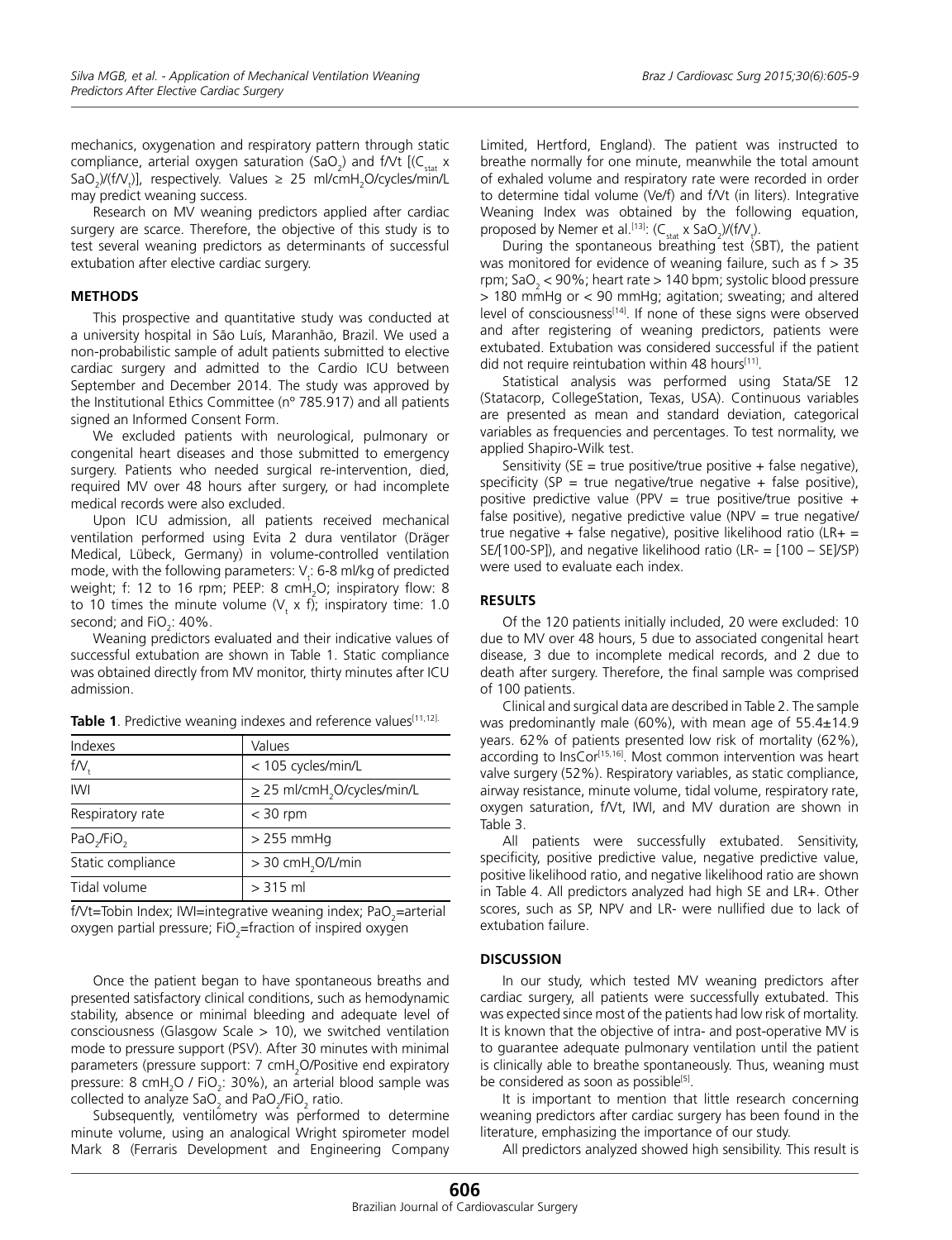mechanics, oxygenation and respiratory pattern through static compliance, arterial oxygen saturation ($SaO_2$) and f/Vt [($C_{stat}$ x $SaO_2$)/(f/$V_t$)], respectively. Values ≥ 25 ml/cm$H_2O$/cycles/min/L may predict weaning success.

Research on MV weaning predictors applied after cardiac surgery are scarce. Therefore, the objective of this study is to test several weaning predictors as determinants of successful extubation after elective cardiac surgery.

## METHODS

This prospective and quantitative study was conducted at a university hospital in São Luís, Maranhão, Brazil. We used a non-probabilistic sample of adult patients submitted to elective cardiac surgery and admitted to the Cardio ICU between September and December 2014. The study was approved by the Institutional Ethics Committee (nº 785.917) and all patients signed an Informed Consent Form.

We excluded patients with neurological, pulmonary or congenital heart diseases and those submitted to emergency surgery. Patients who needed surgical re-intervention, died, required MV over 48 hours after surgery, or had incomplete medical records were also excluded.

Upon ICU admission, all patients received mechanical ventilation performed using Evita 2 dura ventilator (Dräger Medical, Lübeck, Germany) in volume-controlled ventilation mode, with the following parameters: $V_t$: 6-8 ml/kg of predicted weight; f: 12 to 16 rpm; PEEP: 8 cm$H_2O$; inspiratory flow: 8 to 10 times the minute volume ($V_t$ x f); inspiratory time: 1.0 second; and $FiO_2$: 40%.

Weaning predictors evaluated and their indicative values of successful extubation are shown in Table 1. Static compliance was obtained directly from MV monitor, thirty minutes after ICU admission.

**Table 1**. Predictive weaning indexes and reference values[11,12].

| Indexes | Values |
|---|---|
| f/$V_t$ | < 105 cycles/min/L |
| IWI | ≥ 25 ml/cm$H_2O$/cycles/min/L |
| Respiratory rate | < 30 rpm |
| $PaO_2$/$FiO_2$ | > 255 mmHg |
| Static compliance | > 30 cm$H_2O$/L/min |
| Tidal volume | > 315 ml |

f/Vt=Tobin Index; IWI=integrative weaning index; $PaO_2$=arterial oxygen partial pressure; $FiO_2$=fraction of inspired oxygen

Once the patient began to have spontaneous breaths and presented satisfactory clinical conditions, such as hemodynamic stability, absence or minimal bleeding and adequate level of consciousness (Glasgow Scale > 10), we switched ventilation mode to pressure support (PSV). After 30 minutes with minimal parameters (pressure support: 7 cm$H_2O$/Positive end expiratory pressure: 8 cm$H_2O$ / $FiO_2$: 30%), an arterial blood sample was collected to analyze $SaO_2$ and $PaO_2$/$FiO_2$ ratio.

Subsequently, ventilometry was performed to determine minute volume, using an analogical Wright spirometer model Mark 8 (Ferraris Development and Engineering Company Limited, Hertford, England). The patient was instructed to breathe normally for one minute, meanwhile the total amount of exhaled volume and respiratory rate were recorded in order to determine tidal volume (Ve/f) and f/Vt (in liters). Integrative Weaning Index was obtained by the following equation, proposed by Nemer et al.[13]: ($C_{stat}$ x $SaO_2$)/(f/$V_t$).

During the spontaneous breathing test (SBT), the patient was monitored for evidence of weaning failure, such as f > 35 rpm; $SaO_2$ < 90%; heart rate > 140 bpm; systolic blood pressure > 180 mmHg or < 90 mmHg; agitation; sweating; and altered level of consciousness[14]. If none of these signs were observed and after registering of weaning predictors, patients were extubated. Extubation was considered successful if the patient did not require reintubation within 48 hours[11].

Statistical analysis was performed using Stata/SE 12 (Statacorp, CollegeStation, Texas, USA). Continuous variables are presented as mean and standard deviation, categorical variables as frequencies and percentages. To test normality, we applied Shapiro-Wilk test.

Sensitivity (SE = true positive/true positive + false negative), specificity (SP = true negative/true negative + false positive), positive predictive value (PPV = true positive/true positive + false positive), negative predictive value (NPV = true negative/true negative + false negative), positive likelihood ratio (LR+ = SE/[100-SP]), and negative likelihood ratio (LR- = [100 – SE]/SP) were used to evaluate each index.

## RESULTS

Of the 120 patients initially included, 20 were excluded: 10 due to MV over 48 hours, 5 due to associated congenital heart disease, 3 due to incomplete medical records, and 2 due to death after surgery. Therefore, the final sample was comprised of 100 patients.

Clinical and surgical data are described in Table 2. The sample was predominantly male (60%), with mean age of 55.4±14.9 years. 62% of patients presented low risk of mortality (62%), according to InsCor[15,16]. Most common intervention was heart valve surgery (52%). Respiratory variables, as static compliance, airway resistance, minute volume, tidal volume, respiratory rate, oxygen saturation, f/Vt, IWI, and MV duration are shown in Table 3.

All patients were successfully extubated. Sensitivity, specificity, positive predictive value, negative predictive value, positive likelihood ratio, and negative likelihood ratio are shown in Table 4. All predictors analyzed had high SE and LR+. Other scores, such as SP, NPV and LR- were nullified due to lack of extubation failure.

## DISCUSSION

In our study, which tested MV weaning predictors after cardiac surgery, all patients were successfully extubated. This was expected since most of the patients had low risk of mortality. It is known that the objective of intra- and post-operative MV is to guarantee adequate pulmonary ventilation until the patient is clinically able to breathe spontaneously. Thus, weaning must be considered as soon as possible[5].

It is important to mention that little research concerning weaning predictors after cardiac surgery has been found in the literature, emphasizing the importance of our study.

All predictors analyzed showed high sensibility. This result is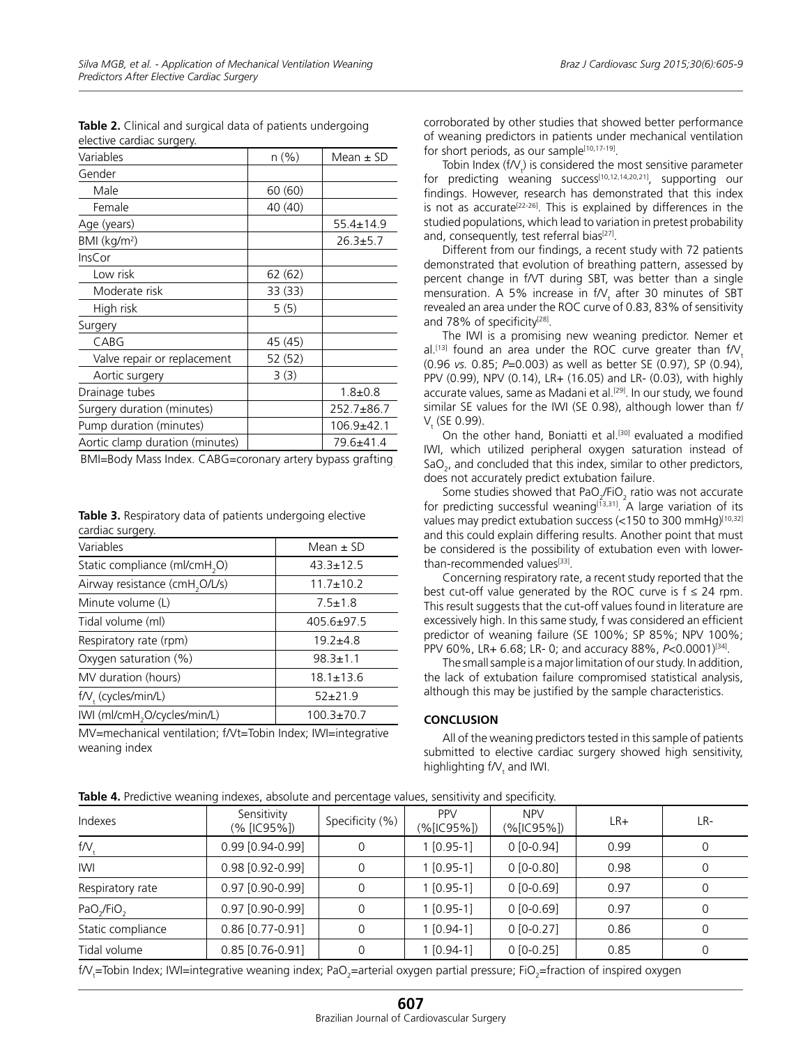**Table 2.** Clinical and surgical data of patients undergoing elective cardiac surgery.

| Variables | n (%) | Mean ± SD |
|---|---|---|
| Gender | | |
| Male | 60 (60) | |
| Female | 40 (40) | |
| Age (years) | | 55.4±14.9 |
| BMI (kg/m²) | | 26.3±5.7 |
| InsCor | | |
| Low risk | 62 (62) | |
| Moderate risk | 33 (33) | |
| High risk | 5 (5) | |
| Surgery | | |
| CABG | 45 (45) | |
| Valve repair or replacement | 52 (52) | |
| Aortic surgery | 3 (3) | |
| Drainage tubes | | 1.8±0.8 |
| Surgery duration (minutes) | | 252.7±86.7 |
| Pump duration (minutes) | | 106.9±42.1 |
| Aortic clamp duration (minutes) | | 79.6±41.4 |

BMI=Body Mass Index. CABG=coronary artery bypass grafting

**Table 3.** Respiratory data of patients undergoing elective cardiac surgery.

| Variables | Mean ± SD |
|---|---|
| Static compliance (ml/cm$H_2O$) | 43.3±12.5 |
| Airway resistance (cm$H_2O$/L/s) | 11.7±10.2 |
| Minute volume (L) | 7.5±1.8 |
| Tidal volume (ml) | 405.6±97.5 |
| Respiratory rate (rpm) | 19.2±4.8 |
| Oxygen saturation (%) | 98.3±1.1 |
| MV duration (hours) | 18.1±13.6 |
| $f/V_t$ (cycles/min/L) | 52±21.9 |
| IWI (ml/cm$H_2O$/cycles/min/L) | 100.3±70.7 |

MV=mechanical ventilation; f/Vt=Tobin Index; IWI=integrative weaning index

corroborated by other studies that showed better performance of weaning predictors in patients under mechanical ventilation for short periods, as our sample[10,17-19].

Tobin Index ($f/V_t$) is considered the most sensitive parameter for predicting weaning success[10,12,14,20,21], supporting our findings. However, research has demonstrated that this index is not as accurate[22-26]. This is explained by differences in the studied populations, which lead to variation in pretest probability and, consequently, test referral bias[27].

Different from our findings, a recent study with 72 patients demonstrated that evolution of breathing pattern, assessed by percent change in f/VT during SBT, was better than a single mensuration. A 5% increase in $f/V_t$ after 30 minutes of SBT revealed an area under the ROC curve of 0.83, 83% of sensitivity and 78% of specificity[28].

The IWI is a promising new weaning predictor. Nemer et al.[13] found an area under the ROC curve greater than $f/V_t$ (0.96 *vs.* 0.85; *P*=0.003) as well as better SE (0.97), SP (0.94), PPV (0.99), NPV (0.14), LR+ (16.05) and LR- (0.03), with highly accurate values, same as Madani et al.[29]. In our study, we found similar SE values for the IWI (SE 0.98), although lower than $f/V_t$ (SE 0.99).

On the other hand, Boniatti et al.[30] evaluated a modified IWI, which utilized peripheral oxygen saturation instead of $SaO_2$, and concluded that this index, similar to other predictors, does not accurately predict extubation failure.

Some studies showed that $PaO_2/FiO_2$ ratio was not accurate for predicting successful weaning[13,31]. A large variation of its values may predict extubation success (<150 to 300 mmHg)[10,32] and this could explain differing results. Another point that must be considered is the possibility of extubation even with lower-than-recommended values[33].

Concerning respiratory rate, a recent study reported that the best cut-off value generated by the ROC curve is f ≤ 24 rpm. This result suggests that the cut-off values found in literature are excessively high. In this same study, f was considered an efficient predictor of weaning failure (SE 100%; SP 85%; NPV 100%; PPV 60%, LR+ 6.68; LR- 0; and accuracy 88%, *P*<0.0001)[34].

The small sample is a major limitation of our study. In addition, the lack of extubation failure compromised statistical analysis, although this may be justified by the sample characteristics.

## CONCLUSION

All of the weaning predictors tested in this sample of patients submitted to elective cardiac surgery showed high sensitivity, highlighting $f/V_t$ and IWI.

**Table 4.** Predictive weaning indexes, absolute and percentage values, sensitivity and specificity.

| Indexes | Sensitivity (% [IC95%]) | Specificity (%) | PPV (%[IC95%]) | NPV (%[IC95%]) | LR+ | LR- |
|---|---|---|---|---|---|---|
| $f/V_t$ | 0.99 [0.94-0.99] | 0 | 1 [0.95-1] | 0 [0-0.94] | 0.99 | 0 |
| IWI | 0.98 [0.92-0.99] | 0 | 1 [0.95-1] | 0 [0-0.80] | 0.98 | 0 |
| Respiratory rate | 0.97 [0.90-0.99] | 0 | 1 [0.95-1] | 0 [0-0.69] | 0.97 | 0 |
| $PaO_2/FiO_2$ | 0.97 [0.90-0.99] | 0 | 1 [0.95-1] | 0 [0-0.69] | 0.97 | 0 |
| Static compliance | 0.86 [0.77-0.91] | 0 | 1 [0.94-1] | 0 [0-0.27] | 0.86 | 0 |
| Tidal volume | 0.85 [0.76-0.91] | 0 | 1 [0.94-1] | 0 [0-0.25] | 0.85 | 0 |

$f/V_t$=Tobin Index; IWI=integrative weaning index; $PaO_2$=arterial oxygen partial pressure; $FiO_2$=fraction of inspired oxygen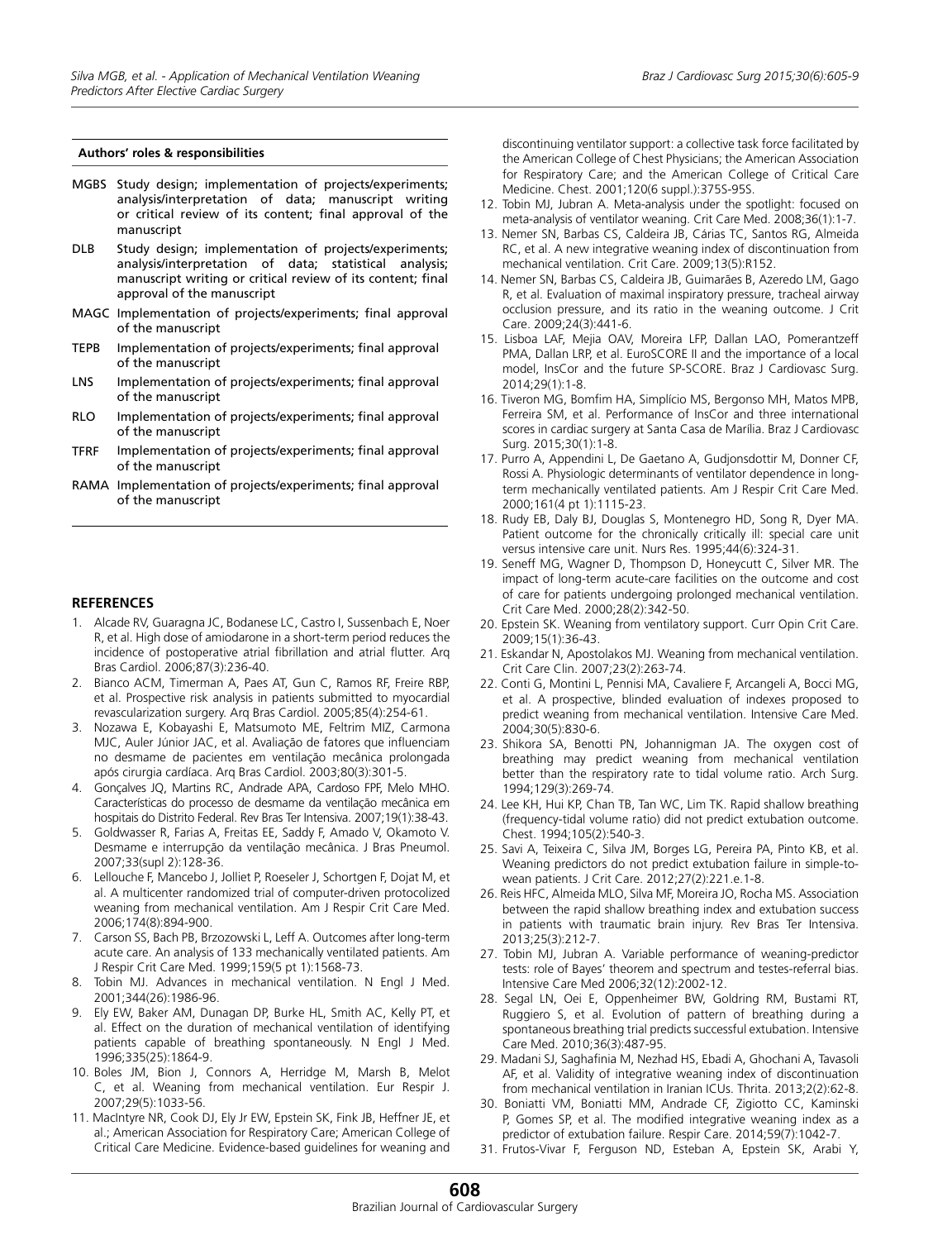**Authors' roles & responsibilities**

MGBS Study design; implementation of projects/experiments; analysis/interpretation of data; manuscript writing or critical review of its content; final approval of the manuscript

DLB Study design; implementation of projects/experiments; analysis/interpretation of data; statistical analysis; manuscript writing or critical review of its content; final approval of the manuscript

MAGC Implementation of projects/experiments; final approval of the manuscript

TEPB Implementation of projects/experiments; final approval of the manuscript

LNS Implementation of projects/experiments; final approval of the manuscript

RLO Implementation of projects/experiments; final approval of the manuscript

TFRF Implementation of projects/experiments; final approval of the manuscript

RAMA Implementation of projects/experiments; final approval of the manuscript

## REFERENCES

1. Alcade RV, Guaragna JC, Bodanese LC, Castro I, Sussenbach E, Noer R, et al. High dose of amiodarone in a short-term period reduces the incidence of postoperative atrial fibrillation and atrial flutter. Arq Bras Cardiol. 2006;87(3):236-40.
2. Bianco ACM, Timerman A, Paes AT, Gun C, Ramos RF, Freire RBP, et al. Prospective risk analysis in patients submitted to myocardial revascularization surgery. Arq Bras Cardiol. 2005;85(4):254-61.
3. Nozawa E, Kobayashi E, Matsumoto ME, Feltrim MIZ, Carmona MJC, Auler Júnior JAC, et al. Avaliação de fatores que influenciam no desmame de pacientes em ventilação mecânica prolongada após cirurgia cardíaca. Arq Bras Cardiol. 2003;80(3):301-5.
4. Gonçalves JQ, Martins RC, Andrade APA, Cardoso FPF, Melo MHO. Características do processo de desmame da ventilação mecânica em hospitais do Distrito Federal. Rev Bras Ter Intensiva. 2007;19(1):38-43.
5. Goldwasser R, Farias A, Freitas EE, Saddy F, Amado V, Okamoto V. Desmame e interrupção da ventilação mecânica. J Bras Pneumol. 2007;33(supl 2):128-36.
6. Lellouche F, Mancebo J, Jolliet P, Roeseler J, Schortgen F, Dojat M, et al. A multicenter randomized trial of computer-driven protocolized weaning from mechanical ventilation. Am J Respir Crit Care Med. 2006;174(8):894-900.
7. Carson SS, Bach PB, Brzozowski L, Leff A. Outcomes after long-term acute care. An analysis of 133 mechanically ventilated patients. Am J Respir Crit Care Med. 1999;159(5 pt 1):1568-73.
8. Tobin MJ. Advances in mechanical ventilation. N Engl J Med. 2001;344(26):1986-96.
9. Ely EW, Baker AM, Dunagan DP, Burke HL, Smith AC, Kelly PT, et al. Effect on the duration of mechanical ventilation of identifying patients capable of breathing spontaneously. N Engl J Med. 1996;335(25):1864-9.
10. Boles JM, Bion J, Connors A, Herridge M, Marsh B, Melot C, et al. Weaning from mechanical ventilation. Eur Respir J. 2007;29(5):1033-56.
11. MacIntyre NR, Cook DJ, Ely Jr EW, Epstein SK, Fink JB, Heffner JE, et al.; American Association for Respiratory Care; American College of Critical Care Medicine. Evidence-based guidelines for weaning and discontinuing ventilator support: a collective task force facilitated by the American College of Chest Physicians; the American Association for Respiratory Care; and the American College of Critical Care Medicine. Chest. 2001;120(6 suppl.):375S-95S.
12. Tobin MJ, Jubran A. Meta-analysis under the spotlight: focused on meta-analysis of ventilator weaning. Crit Care Med. 2008;36(1):1-7.
13. Nemer SN, Barbas CS, Caldeira JB, Cárias TC, Santos RG, Almeida RC, et al. A new integrative weaning index of discontinuation from mechanical ventilation. Crit Care. 2009;13(5):R152.
14. Nemer SN, Barbas CS, Caldeira JB, Guimarães B, Azeredo LM, Gago R, et al. Evaluation of maximal inspiratory pressure, tracheal airway occlusion pressure, and its ratio in the weaning outcome. J Crit Care. 2009;24(3):441-6.
15. Lisboa LAF, Mejia OAV, Moreira LFP, Dallan LAO, Pomerantzeff PMA, Dallan LRP, et al. EuroSCORE II and the importance of a local model, InsCor and the future SP-SCORE. Braz J Cardiovasc Surg. 2014;29(1):1-8.
16. Tiveron MG, Bomfim HA, Simplício MS, Bergonso MH, Matos MPB, Ferreira SM, et al. Performance of InsCor and three international scores in cardiac surgery at Santa Casa de Marília. Braz J Cardiovasc Surg. 2015;30(1):1-8.
17. Purro A, Appendini L, De Gaetano A, Gudjonsdottir M, Donner CF, Rossi A. Physiologic determinants of ventilator dependence in long-term mechanically ventilated patients. Am J Respir Crit Care Med. 2000;161(4 pt 1):1115-23.
18. Rudy EB, Daly BJ, Douglas S, Montenegro HD, Song R, Dyer MA. Patient outcome for the chronically critically ill: special care unit versus intensive care unit. Nurs Res. 1995;44(6):324-31.
19. Seneff MG, Wagner D, Thompson D, Honeycutt C, Silver MR. The impact of long-term acute-care facilities on the outcome and cost of care for patients undergoing prolonged mechanical ventilation. Crit Care Med. 2000;28(2):342-50.
20. Epstein SK. Weaning from ventilatory support. Curr Opin Crit Care. 2009;15(1):36-43.
21. Eskandar N, Apostolakos MJ. Weaning from mechanical ventilation. Crit Care Clin. 2007;23(2):263-74.
22. Conti G, Montini L, Pennisi MA, Cavaliere F, Arcangeli A, Bocci MG, et al. A prospective, blinded evaluation of indexes proposed to predict weaning from mechanical ventilation. Intensive Care Med. 2004;30(5):830-6.
23. Shikora SA, Benotti PN, Johannigman JA. The oxygen cost of breathing may predict weaning from mechanical ventilation better than the respiratory rate to tidal volume ratio. Arch Surg. 1994;129(3):269-74.
24. Lee KH, Hui KP, Chan TB, Tan WC, Lim TK. Rapid shallow breathing (frequency-tidal volume ratio) did not predict extubation outcome. Chest. 1994;105(2):540-3.
25. Savi A, Teixeira C, Silva JM, Borges LG, Pereira PA, Pinto KB, et al. Weaning predictors do not predict extubation failure in simple-to-wean patients. J Crit Care. 2012;27(2):221.e.1-8.
26. Reis HFC, Almeida MLO, Silva MF, Moreira JO, Rocha MS. Association between the rapid shallow breathing index and extubation success in patients with traumatic brain injury. Rev Bras Ter Intensiva. 2013;25(3):212-7.
27. Tobin MJ, Jubran A. Variable performance of weaning-predictor tests: role of Bayes' theorem and spectrum and testes-referral bias. Intensive Care Med 2006;32(12):2002-12.
28. Segal LN, Oei E, Oppenheimer BW, Goldring RM, Bustami RT, Ruggiero S, et al. Evolution of pattern of breathing during a spontaneous breathing trial predicts successful extubation. Intensive Care Med. 2010;36(3):487-95.
29. Madani SJ, Saghafinia M, Nezhad HS, Ebadi A, Ghochani A, Tavasoli AF, et al. Validity of integrative weaning index of discontinuation from mechanical ventilation in Iranian ICUs. Thrita. 2013;2(2):62-8.
30. Boniatti VM, Boniatti MM, Andrade CF, Zigiotto CC, Kaminski P, Gomes SP, et al. The modified integrative weaning index as a predictor of extubation failure. Respir Care. 2014;59(7):1042-7.
31. Frutos-Vivar F, Ferguson ND, Esteban A, Epstein SK, Arabi Y,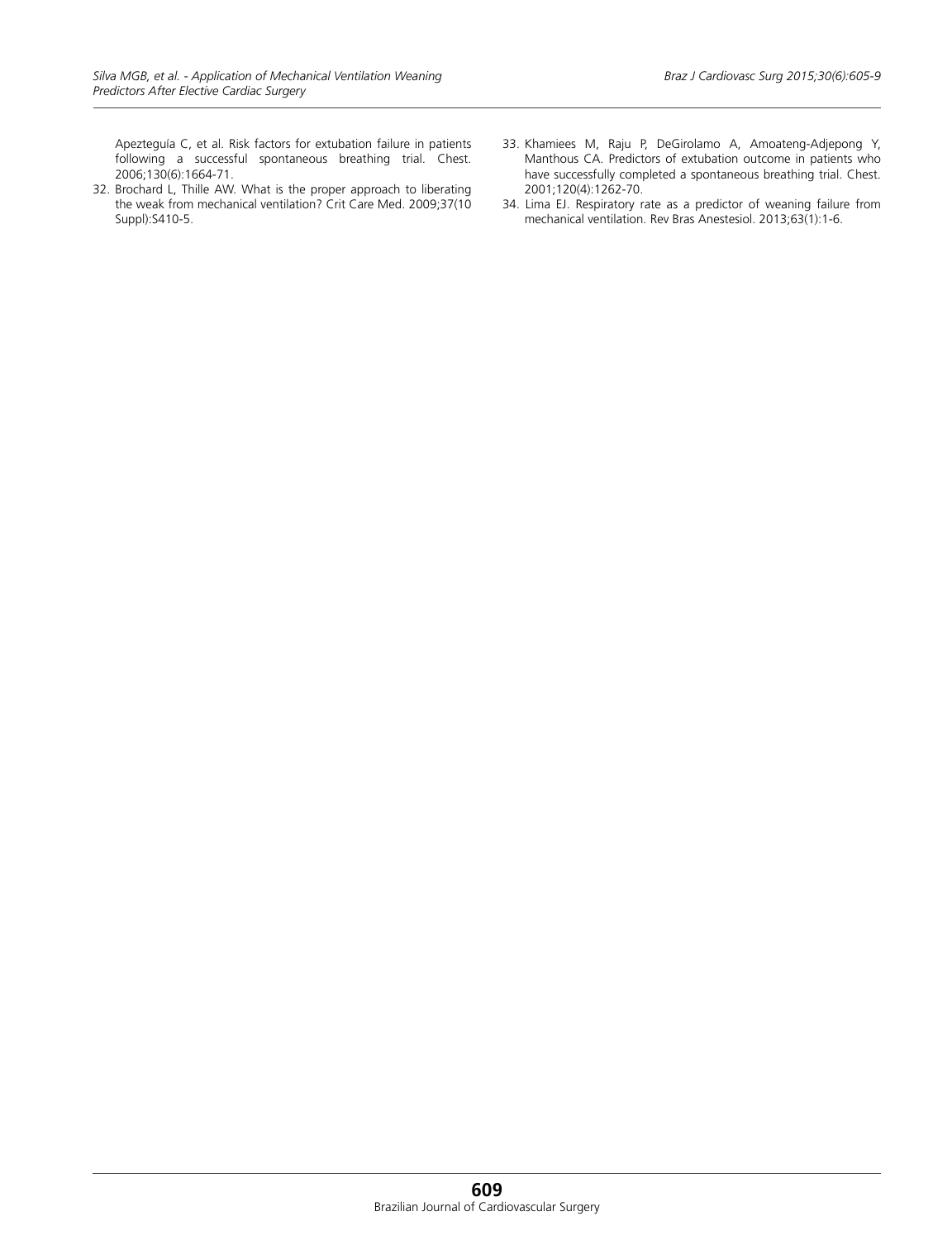Apezteguía C, et al. Risk factors for extubation failure in patients following a successful spontaneous breathing trial. Chest. 2006;130(6):1664-71.

32. Brochard L, Thille AW. What is the proper approach to liberating the weak from mechanical ventilation? Crit Care Med. 2009;37(10 Suppl):S410-5.
33. Khamiees M, Raju P, DeGirolamo A, Amoateng-Adjepong Y, Manthous CA. Predictors of extubation outcome in patients who have successfully completed a spontaneous breathing trial. Chest. 2001;120(4):1262-70.
34. Lima EJ. Respiratory rate as a predictor of weaning failure from mechanical ventilation. Rev Bras Anestesiol. 2013;63(1):1-6.